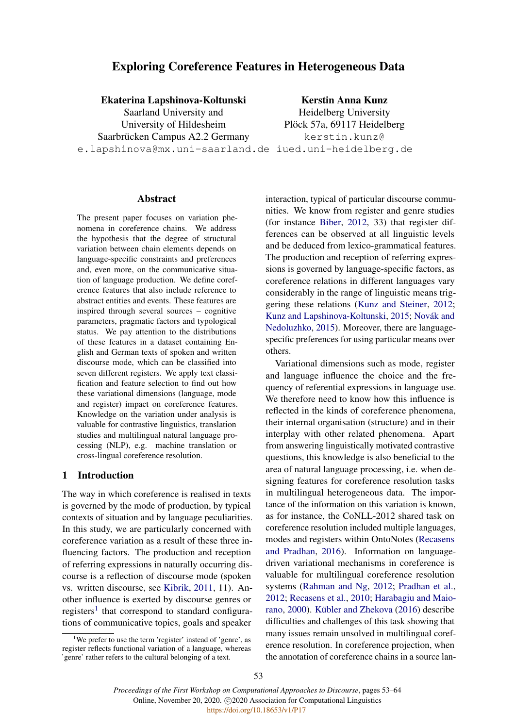# Exploring Coreference Features in Heterogeneous Data

**Ekaterina Lapshinova-Koltunski**
Saarland University and
University of Hildesheim
Saarbrücken Campus A2.2 Germany
e.lapshinova@mx.uni-saarland.de

**Kerstin Anna Kunz**
Heidelberg University
Plöck 57a, 69117 Heidelberg
kerstin.kunz@iued.uni-heidelberg.de

## Abstract

The present paper focuses on variation phenomena in coreference chains. We address the hypothesis that the degree of structural variation between chain elements depends on language-specific constraints and preferences and, even more, on the communicative situation of language production. We define coreference features that also include reference to abstract entities and events. These features are inspired through several sources – cognitive parameters, pragmatic factors and typological status. We pay attention to the distributions of these features in a dataset containing English and German texts of spoken and written discourse mode, which can be classified into seven different registers. We apply text classification and feature selection to find out how these variational dimensions (language, mode and register) impact on coreference features. Knowledge on the variation under analysis is valuable for contrastive linguistics, translation studies and multilingual natural language processing (NLP), e.g. machine translation or cross-lingual coreference resolution.

## 1 Introduction

The way in which coreference is realised in texts is governed by the mode of production, by typical contexts of situation and by language peculiarities. In this study, we are particularly concerned with coreference variation as a result of these three influencing factors. The production and reception of referring expressions in naturally occurring discourse is a reflection of discourse mode (spoken vs. written discourse, see Kibrik, 2011, 11). Another influence is exerted by discourse genres or registers[1] that correspond to standard configurations of communicative topics, goals and speaker interaction, typical of particular discourse communities. We know from register and genre studies (for instance Biber, 2012, 33) that register differences can be observed at all linguistic levels and be deduced from lexico-grammatical features. The production and reception of referring expressions is governed by language-specific factors, as coreference relations in different languages vary considerably in the range of linguistic means triggering these relations (Kunz and Steiner, 2012; Kunz and Lapshinova-Koltunski, 2015; Novák and Nedoluzhko, 2015). Moreover, there are language-specific preferences for using particular means over others.

Variational dimensions such as mode, register and language influence the choice and the frequency of referential expressions in language use. We therefore need to know how this influence is reflected in the kinds of coreference phenomena, their internal organisation (structure) and in their interplay with other related phenomena. Apart from answering linguistically motivated contrastive questions, this knowledge is also beneficial to the area of natural language processing, i.e. when designing features for coreference resolution tasks in multilingual heterogeneous data. The importance of the information on this variation is known, as for instance, the CoNLL-2012 shared task on coreference resolution included multiple languages, modes and registers within OntoNotes (Recasens and Pradhan, 2016). Information on language-driven variational mechanisms in coreference is valuable for multilingual coreference resolution systems (Rahman and Ng, 2012; Pradhan et al., 2012; Recasens et al., 2010; Harabagiu and Maiorano, 2000). Kübler and Zhekova (2016) describe difficulties and challenges of this task showing that many issues remain unsolved in multilingual coreference resolution. In coreference projection, when the annotation of coreference chains in a source lan-

[1] We prefer to use the term 'register' instead of 'genre', as register reflects functional variation of a language, whereas 'genre' rather refers to the cultural belonging of a text.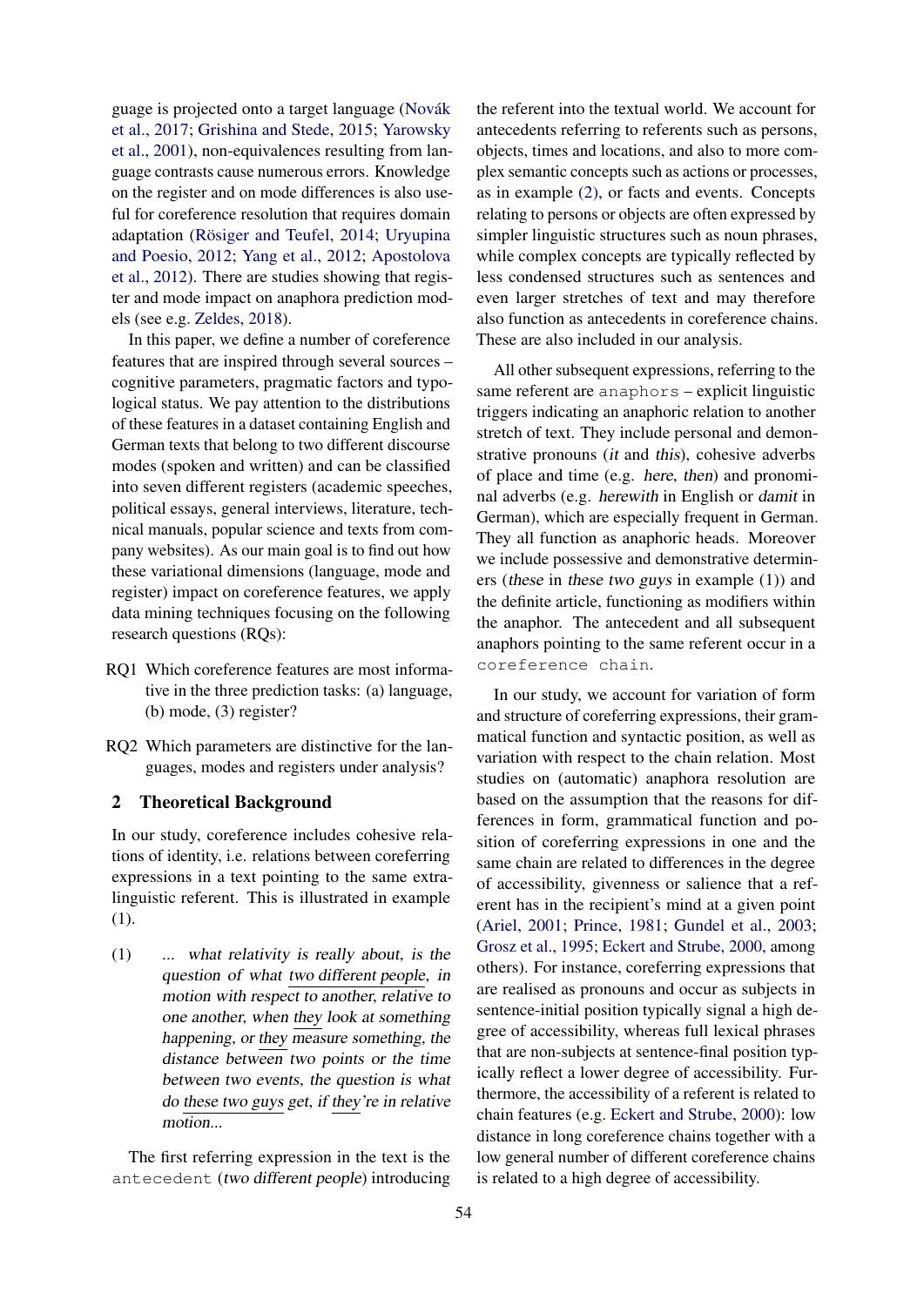guage is projected onto a target language (Novák et al., 2017; Grishina and Stede, 2015; Yarowsky et al., 2001), non-equivalences resulting from language contrasts cause numerous errors. Knowledge on the register and on mode differences is also useful for coreference resolution that requires domain adaptation (Rösiger and Teufel, 2014; Uryupina and Poesio, 2012; Yang et al., 2012; Apostolova et al., 2012). There are studies showing that register and mode impact on anaphora prediction models (see e.g. Zeldes, 2018).

In this paper, we define a number of coreference features that are inspired through several sources – cognitive parameters, pragmatic factors and typological status. We pay attention to the distributions of these features in a dataset containing English and German texts that belong to two different discourse modes (spoken and written) and can be classified into seven different registers (academic speeches, political essays, general interviews, literature, technical manuals, popular science and texts from company websites). As our main goal is to find out how these variational dimensions (language, mode and register) impact on coreference features, we apply data mining techniques focusing on the following research questions (RQs):

RQ1 Which coreference features are most informative in the three prediction tasks: (a) language, (b) mode, (3) register?

RQ2 Which parameters are distinctive for the languages, modes and registers under analysis?

## 2 Theoretical Background

In our study, coreference includes cohesive relations of identity, i.e. relations between coreferring expressions in a text pointing to the same extra-linguistic referent. This is illustrated in example (1).

(1) *... what relativity is really about, is the question of what two different people, in motion with respect to another, relative to one another, when they look at something happening, or they measure something, the distance between two points or the time between two events, the question is what do these two guys get, if they're in relative motion...*

The first referring expression in the text is the `antecedent` (*two different people*) introducing the referent into the textual world. We account for antecedents referring to referents such as persons, objects, times and locations, and also to more complex semantic concepts such as actions or processes, as in example (2), or facts and events. Concepts relating to persons or objects are often expressed by simpler linguistic structures such as noun phrases, while complex concepts are typically reflected by less condensed structures such as sentences and even larger stretches of text and may therefore also function as antecedents in coreference chains. These are also included in our analysis.

All other subsequent expressions, referring to the same referent are `anaphors` – explicit linguistic triggers indicating an anaphoric relation to another stretch of text. They include personal and demonstrative pronouns (*it* and *this*), cohesive adverbs of place and time (e.g. *here*, *then*) and pronominal adverbs (e.g. *herewith* in English or *damit* in German), which are especially frequent in German. They all function as anaphoric heads. Moreover we include possessive and demonstrative determiners (*these* in *these two guys* in example (1)) and the definite article, functioning as modifiers within the anaphor. The antecedent and all subsequent anaphors pointing to the same referent occur in a `coreference chain`.

In our study, we account for variation of form and structure of coreferring expressions, their grammatical function and syntactic position, as well as variation with respect to the chain relation. Most studies on (automatic) anaphora resolution are based on the assumption that the reasons for differences in form, grammatical function and position of coreferring expressions in one and the same chain are related to differences in the degree of accessibility, givenness or salience that a referent has in the recipient's mind at a given point (Ariel, 2001; Prince, 1981; Gundel et al., 2003; Grosz et al., 1995; Eckert and Strube, 2000, among others). For instance, coreferring expressions that are realised as pronouns and occur as subjects in sentence-initial position typically signal a high degree of accessibility, whereas full lexical phrases that are non-subjects at sentence-final position typically reflect a lower degree of accessibility. Furthermore, the accessibility of a referent is related to chain features (e.g. Eckert and Strube, 2000): low distance in long coreference chains together with a low general number of different coreference chains is related to a high degree of accessibility.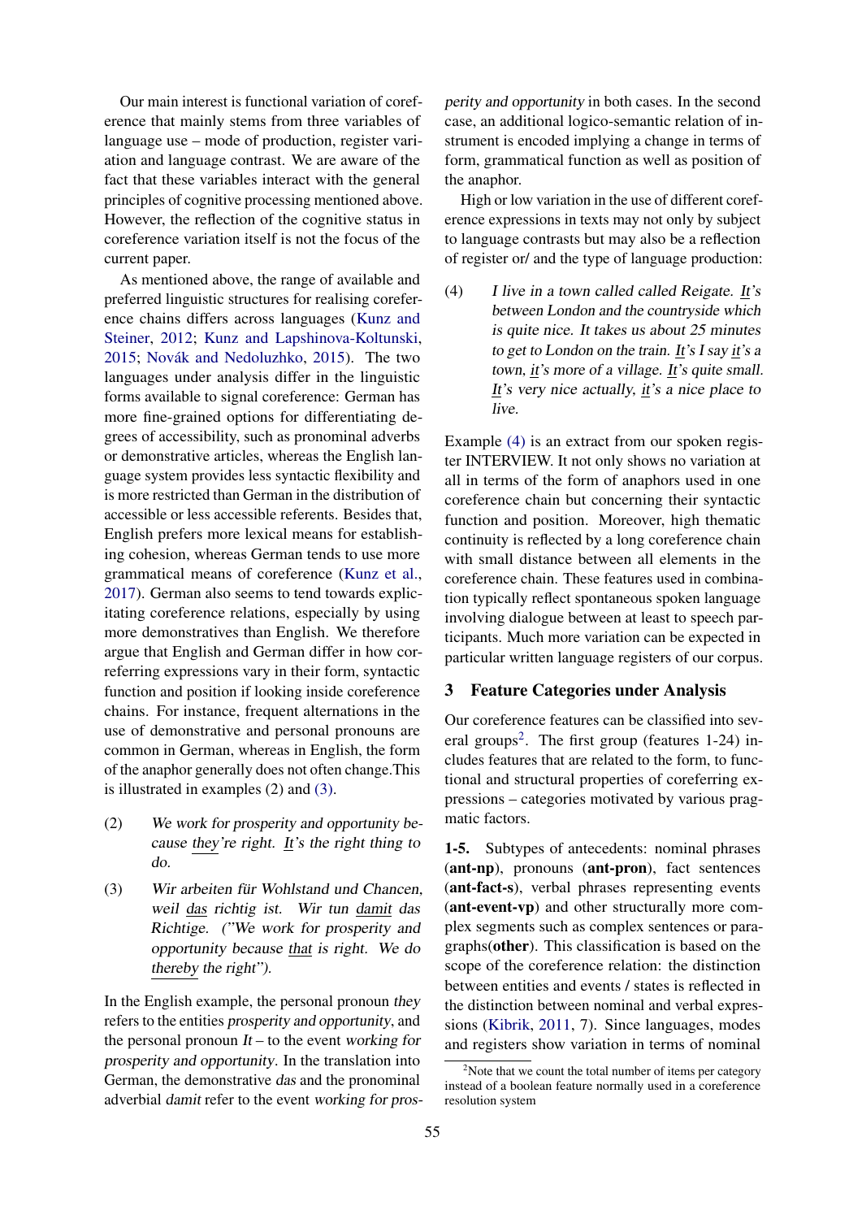Our main interest is functional variation of coreference that mainly stems from three variables of language use – mode of production, register variation and language contrast. We are aware of the fact that these variables interact with the general principles of cognitive processing mentioned above. However, the reflection of the cognitive status in coreference variation itself is not the focus of the current paper.

As mentioned above, the range of available and preferred linguistic structures for realising coreference chains differs across languages (Kunz and Steiner, 2012; Kunz and Lapshinova-Koltunski, 2015; Novák and Nedoluzhko, 2015). The two languages under analysis differ in the linguistic forms available to signal coreference: German has more fine-grained options for differentiating degrees of accessibility, such as pronominal adverbs or demonstrative articles, whereas the English language system provides less syntactic flexibility and is more restricted than German in the distribution of accessible or less accessible referents. Besides that, English prefers more lexical means for establishing cohesion, whereas German tends to use more grammatical means of coreference (Kunz et al., 2017). German also seems to tend towards explicitating coreference relations, especially by using more demonstratives than English. We therefore argue that English and German differ in how coreferring expressions vary in their form, syntactic function and position if looking inside coreference chains. For instance, frequent alternations in the use of demonstrative and personal pronouns are common in German, whereas in English, the form of the anaphor generally does not often change.This is illustrated in examples (2) and (3).

(2) *We work for prosperity and opportunity because <u>they</u>'re right. <u>It</u>'s the right thing to do.*

(3) *Wir arbeiten für Wohlstand und Chancen, weil <u>das</u> richtig ist. Wir tun <u>damit</u> das Richtige. ("We work for prosperity and opportunity because <u>that</u> is right. We do <u>thereby</u> the right").*

In the English example, the personal pronoun *they* refers to the entities *prosperity and opportunity*, and the personal pronoun *It* – to the event *working for prosperity and opportunity*. In the translation into German, the demonstrative *das* and the pronominal adverbial *damit* refer to the event *working for prosperity and opportunity* in both cases. In the second case, an additional logico-semantic relation of instrument is encoded implying a change in terms of form, grammatical function as well as position of the anaphor.

High or low variation in the use of different coreference expressions in texts may not only by subject to language contrasts but may also be a reflection of register or/ and the type of language production:

(4) *I live in a town called called Reigate. <u>It</u>'s between London and the countryside which is quite nice. It takes us about 25 minutes to get to London on the train. <u>It</u>'s I say <u>it</u>'s a town, <u>it</u>'s more of a village. <u>It</u>'s quite small. <u>It</u>'s very nice actually, <u>it</u>'s a nice place to live.*

Example (4) is an extract from our spoken register INTERVIEW. It not only shows no variation at all in terms of the form of anaphors used in one coreference chain but concerning their syntactic function and position. Moreover, high thematic continuity is reflected by a long coreference chain with small distance between all elements in the coreference chain. These features used in combination typically reflect spontaneous spoken language involving dialogue between at least to speech participants. Much more variation can be expected in particular written language registers of our corpus.

## 3 Feature Categories under Analysis

Our coreference features can be classified into several groups[2]. The first group (features 1-24) includes features that are related to the form, to functional and structural properties of coreferring expressions – categories motivated by various pragmatic factors.

**1-5.** Subtypes of antecedents: nominal phrases (**ant-np**), pronouns (**ant-pron**), fact sentences (**ant-fact-s**), verbal phrases representing events (**ant-event-vp**) and other structurally more complex segments such as complex sentences or paragraphs(**other**). This classification is based on the scope of the coreference relation: the distinction between entities and events / states is reflected in the distinction between nominal and verbal expressions (Kibrik, 2011, 7). Since languages, modes and registers show variation in terms of nominal

[2]Note that we count the total number of items per category instead of a boolean feature normally used in a coreference resolution system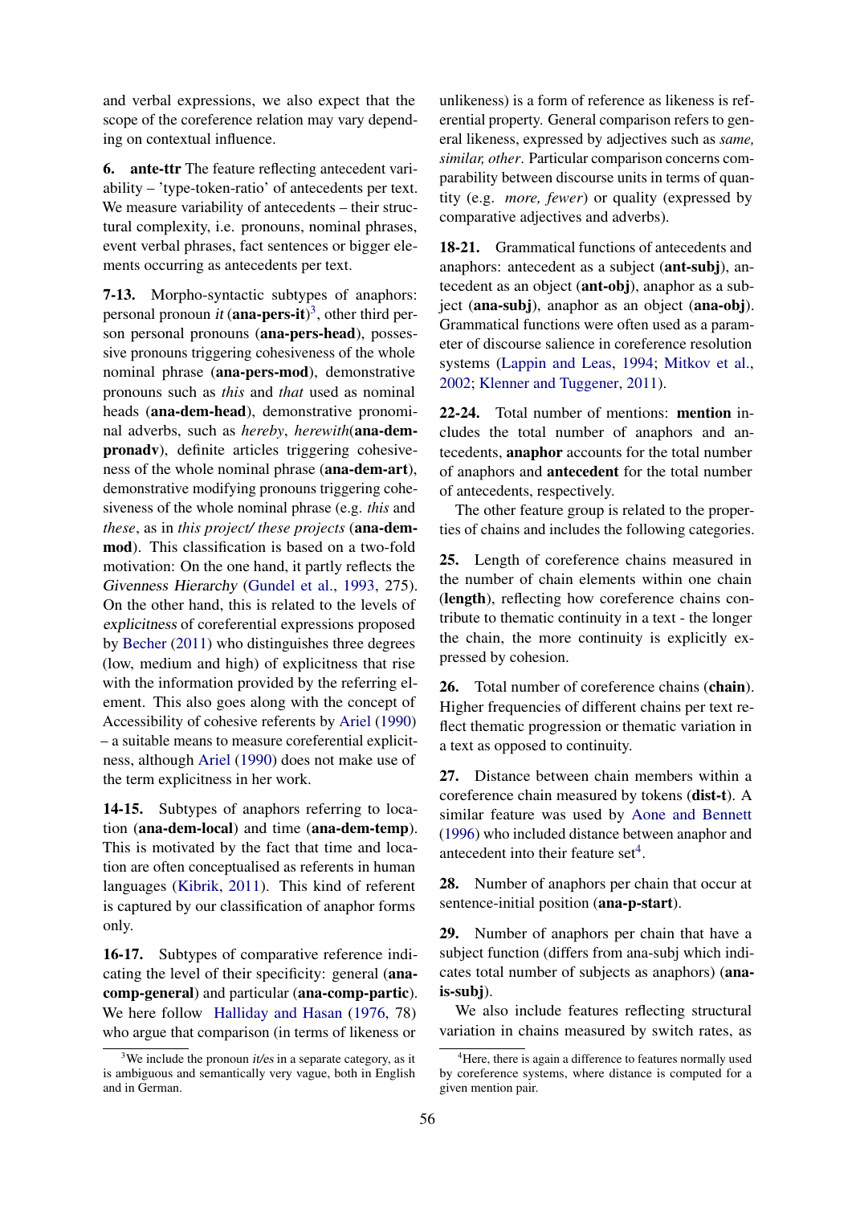and verbal expressions, we also expect that the scope of the coreference relation may vary depending on contextual influence.

**6. ante-ttr** The feature reflecting antecedent variability – 'type-token-ratio' of antecedents per text. We measure variability of antecedents – their structural complexity, i.e. pronouns, nominal phrases, event verbal phrases, fact sentences or bigger elements occurring as antecedents per text.

**7-13.** Morpho-syntactic subtypes of anaphors: personal pronoun *it* (**ana-pers-it**)[3], other third person personal pronouns (**ana-pers-head**), possessive pronouns triggering cohesiveness of the whole nominal phrase (**ana-pers-mod**), demonstrative pronouns such as *this* and *that* used as nominal heads (**ana-dem-head**), demonstrative pronominal adverbs, such as *hereby*, *herewith*(**ana-dem-pronadv**), definite articles triggering cohesiveness of the whole nominal phrase (**ana-dem-art**), demonstrative modifying pronouns triggering cohesiveness of the whole nominal phrase (e.g. *this* and *these*, as in *this project/ these projects* (**ana-dem-mod**). This classification is based on a two-fold motivation: On the one hand, it partly reflects the *Givenness Hierarchy* (Gundel et al., 1993, 275). On the other hand, this is related to the levels of *explicitness* of coreferential expressions proposed by Becher (2011) who distinguishes three degrees (low, medium and high) of explicitness that rise with the information provided by the referring element. This also goes along with the concept of Accessibility of cohesive referents by Ariel (1990) – a suitable means to measure coreferential explicitness, although Ariel (1990) does not make use of the term explicitness in her work.

**14-15.** Subtypes of anaphors referring to location (**ana-dem-local**) and time (**ana-dem-temp**). This is motivated by the fact that time and location are often conceptualised as referents in human languages (Kibrik, 2011). This kind of referent is captured by our classification of anaphor forms only.

**16-17.** Subtypes of comparative reference indicating the level of their specificity: general (**ana-comp-general**) and particular (**ana-comp-partic**). We here follow Halliday and Hasan (1976, 78) who argue that comparison (in terms of likeness or unlikeness) is a form of reference as likeness is referential property. General comparison refers to general likeness, expressed by adjectives such as *same, similar, other*. Particular comparison concerns comparability between discourse units in terms of quantity (e.g. *more, fewer*) or quality (expressed by comparative adjectives and adverbs).

**18-21.** Grammatical functions of antecedents and anaphors: antecedent as a subject (**ant-subj**), antecedent as an object (**ant-obj**), anaphor as a subject (**ana-subj**), anaphor as an object (**ana-obj**). Grammatical functions were often used as a parameter of discourse salience in coreference resolution systems (Lappin and Leas, 1994; Mitkov et al., 2002; Klenner and Tuggener, 2011).

**22-24.** Total number of mentions: **mention** includes the total number of anaphors and antecedents, **anaphor** accounts for the total number of anaphors and **antecedent** for the total number of antecedents, respectively.

The other feature group is related to the properties of chains and includes the following categories.

**25.** Length of coreference chains measured in the number of chain elements within one chain (**length**), reflecting how coreference chains contribute to thematic continuity in a text - the longer the chain, the more continuity is explicitly expressed by cohesion.

**26.** Total number of coreference chains (**chain**). Higher frequencies of different chains per text reflect thematic progression or thematic variation in a text as opposed to continuity.

**27.** Distance between chain members within a coreference chain measured by tokens (**dist-t**). A similar feature was used by Aone and Bennett (1996) who included distance between anaphor and antecedent into their feature set[4].

**28.** Number of anaphors per chain that occur at sentence-initial position (**ana-p-start**).

**29.** Number of anaphors per chain that have a subject function (differs from ana-subj which indicates total number of subjects as anaphors) (**ana-is-subj**).

We also include features reflecting structural variation in chains measured by switch rates, as

[3]We include the pronoun *it/es* in a separate category, as it is ambiguous and semantically very vague, both in English and in German.

[4]Here, there is again a difference to features normally used by coreference systems, where distance is computed for a given mention pair.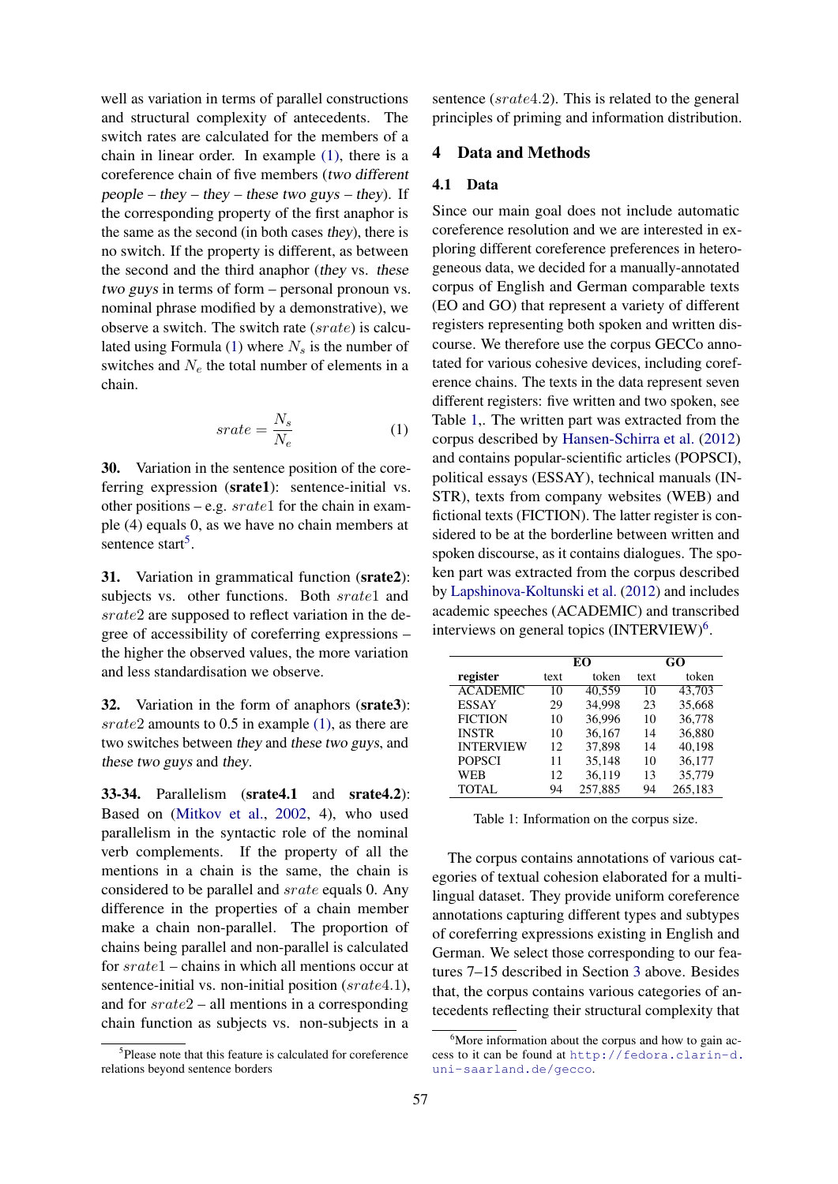well as variation in terms of parallel constructions and structural complexity of antecedents. The switch rates are calculated for the members of a chain in linear order. In example (1), there is a coreference chain of five members (*two different people – they – they – these two guys – they*). If the corresponding property of the first anaphor is the same as the second (in both cases *they*), there is no switch. If the property is different, as between the second and the third anaphor (*they* vs. *these two guys* in terms of form – personal pronoun vs. nominal phrase modified by a demonstrative), we observe a switch. The switch rate ($srate$) is calculated using Formula (1) where $N_s$ is the number of switches and $N_e$ the total number of elements in a chain.

$$srate = \frac{N_s}{N_e} \qquad (1)$$

**30.** Variation in the sentence position of the coreferring expression (**srate1**): sentence-initial vs. other positions – e.g. $srate1$ for the chain in example (4) equals 0, as we have no chain members at sentence start[5].

**31.** Variation in grammatical function (**srate2**): subjects vs. other functions. Both $srate1$ and $srate2$ are supposed to reflect variation in the degree of accessibility of coreferring expressions – the higher the observed values, the more variation and less standardisation we observe.

**32.** Variation in the form of anaphors (**srate3**): $srate2$ amounts to 0.5 in example (1), as there are two switches between *they* and *these two guys*, and *these two guys* and *they*.

**33-34.** Parallelism (**srate4.1** and **srate4.2**): Based on (Mitkov et al., 2002, 4), who used parallelism in the syntactic role of the nominal verb complements. If the property of all the mentions in a chain is the same, the chain is considered to be parallel and $srate$ equals 0. Any difference in the properties of a chain member make a chain non-parallel. The proportion of chains being parallel and non-parallel is calculated for $srate1$ – chains in which all mentions occur at sentence-initial vs. non-initial position ($srate4.1$), and for $srate2$ – all mentions in a corresponding chain function as subjects vs. non-subjects in a sentence ($srate4.2$). This is related to the general principles of priming and information distribution.

[5] Please note that this feature is calculated for coreference relations beyond sentence borders

## 4 Data and Methods

### 4.1 Data

Since our main goal does not include automatic coreference resolution and we are interested in exploring different coreference preferences in heterogeneous data, we decided for a manually-annotated corpus of English and German comparable texts (EO and GO) that represent a variety of different registers representing both spoken and written discourse. We therefore use the corpus GECCo annotated for various cohesive devices, including coreference chains. The texts in the data represent seven different registers: five written and two spoken, see Table 1,. The written part was extracted from the corpus described by Hansen-Schirra et al. (2012) and contains popular-scientific articles (POPSCI), political essays (ESSAY), technical manuals (INSTR), texts from company websites (WEB) and fictional texts (FICTION). The latter register is considered to be at the borderline between written and spoken discourse, as it contains dialogues. The spoken part was extracted from the corpus described by Lapshinova-Koltunski et al. (2012) and includes academic speeches (ACADEMIC) and transcribed interviews on general topics (INTERVIEW)[6].

| | EO | | GO | |
|---|---|---|---|---|
| **register** | text | token | text | token |
| ACADEMIC | 10 | 40,559 | 10 | 43,703 |
| ESSAY | 29 | 34,998 | 23 | 35,668 |
| FICTION | 10 | 36,996 | 10 | 36,778 |
| INSTR | 10 | 36,167 | 14 | 36,880 |
| INTERVIEW | 12 | 37,898 | 14 | 40,198 |
| POPSCI | 11 | 35,148 | 10 | 36,177 |
| WEB | 12 | 36,119 | 13 | 35,779 |
| TOTAL | 94 | 257,885 | 94 | 265,183 |

Table 1: Information on the corpus size.

The corpus contains annotations of various categories of textual cohesion elaborated for a multilingual dataset. They provide uniform coreference annotations capturing different types and subtypes of coreferring expressions existing in English and German. We select those corresponding to our features 7–15 described in Section 3 above. Besides that, the corpus contains various categories of antecedents reflecting their structural complexity that

[6] More information about the corpus and how to gain access to it can be found at http://fedora.clarin-d.uni-saarland.de/gecco.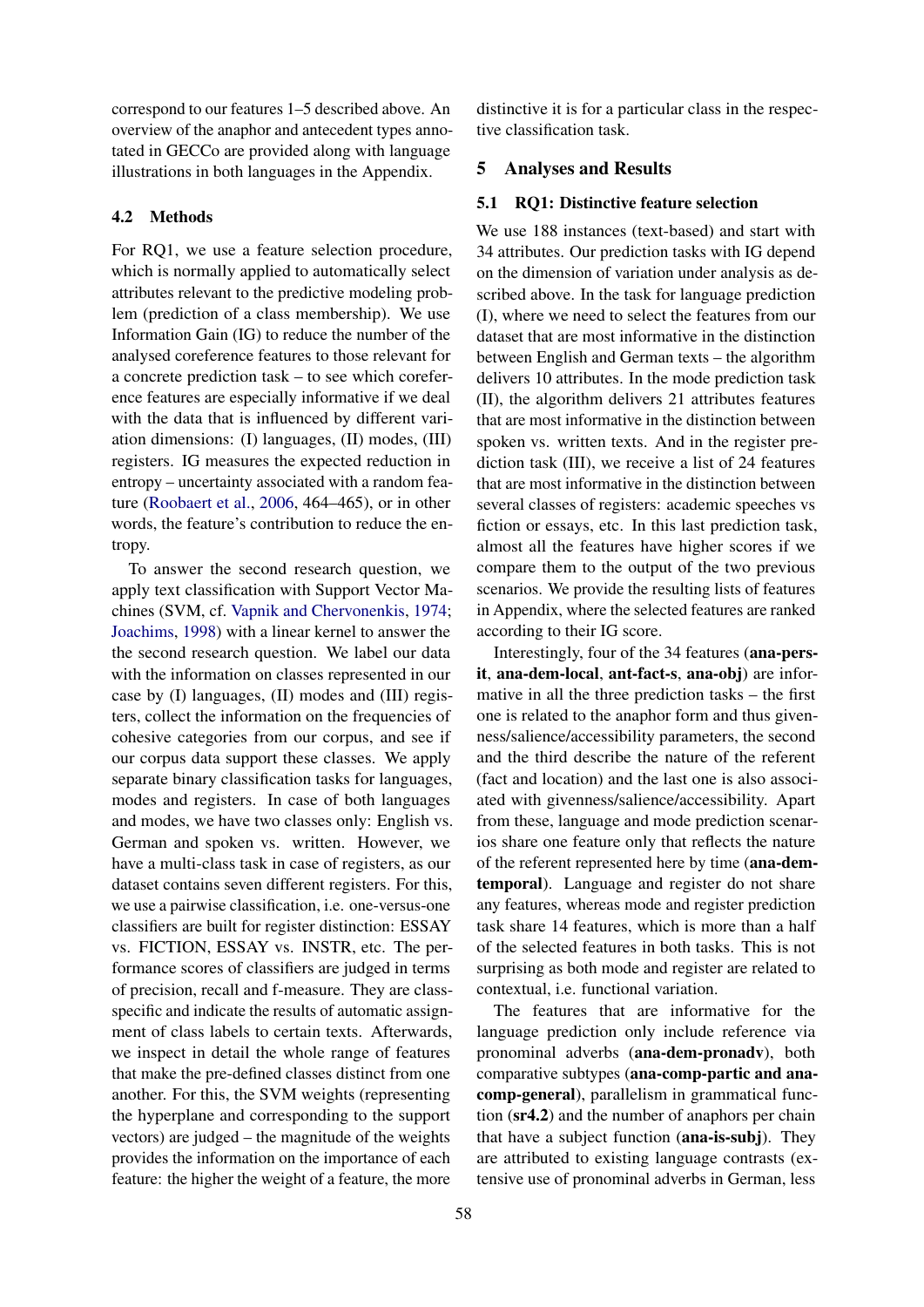correspond to our features 1–5 described above. An overview of the anaphor and antecedent types annotated in GECCo are provided along with language illustrations in both languages in the Appendix.

### 4.2 Methods

For RQ1, we use a feature selection procedure, which is normally applied to automatically select attributes relevant to the predictive modeling problem (prediction of a class membership). We use Information Gain (IG) to reduce the number of the analysed coreference features to those relevant for a concrete prediction task – to see which coreference features are especially informative if we deal with the data that is influenced by different variation dimensions: (I) languages, (II) modes, (III) registers. IG measures the expected reduction in entropy – uncertainty associated with a random feature (Roobaert et al., 2006, 464–465), or in other words, the feature's contribution to reduce the entropy.

To answer the second research question, we apply text classification with Support Vector Machines (SVM, cf. Vapnik and Chervonenkis, 1974; Joachims, 1998) with a linear kernel to answer the the second research question. We label our data with the information on classes represented in our case by (I) languages, (II) modes and (III) registers, collect the information on the frequencies of cohesive categories from our corpus, and see if our corpus data support these classes. We apply separate binary classification tasks for languages, modes and registers. In case of both languages and modes, we have two classes only: English vs. German and spoken vs. written. However, we have a multi-class task in case of registers, as our dataset contains seven different registers. For this, we use a pairwise classification, i.e. one-versus-one classifiers are built for register distinction: ESSAY vs. FICTION, ESSAY vs. INSTR, etc. The performance scores of classifiers are judged in terms of precision, recall and f-measure. They are class-specific and indicate the results of automatic assignment of class labels to certain texts. Afterwards, we inspect in detail the whole range of features that make the pre-defined classes distinct from one another. For this, the SVM weights (representing the hyperplane and corresponding to the support vectors) are judged – the magnitude of the weights provides the information on the importance of each feature: the higher the weight of a feature, the more distinctive it is for a particular class in the respective classification task.

## 5 Analyses and Results

### 5.1 RQ1: Distinctive feature selection

We use 188 instances (text-based) and start with 34 attributes. Our prediction tasks with IG depend on the dimension of variation under analysis as described above. In the task for language prediction (I), where we need to select the features from our dataset that are most informative in the distinction between English and German texts – the algorithm delivers 10 attributes. In the mode prediction task (II), the algorithm delivers 21 attributes features that are most informative in the distinction between spoken vs. written texts. And in the register prediction task (III), we receive a list of 24 features that are most informative in the distinction between several classes of registers: academic speeches vs fiction or essays, etc. In this last prediction task, almost all the features have higher scores if we compare them to the output of the two previous scenarios. We provide the resulting lists of features in Appendix, where the selected features are ranked according to their IG score.

Interestingly, four of the 34 features (**ana-pers-it**, **ana-dem-local**, **ant-fact-s**, **ana-obj**) are informative in all the three prediction tasks – the first one is related to the anaphor form and thus givenness/salience/accessibility parameters, the second and the third describe the nature of the referent (fact and location) and the last one is also associated with givenness/salience/accessibility. Apart from these, language and mode prediction scenarios share one feature only that reflects the nature of the referent represented here by time (**ana-dem-temporal**). Language and register do not share any features, whereas mode and register prediction task share 14 features, which is more than a half of the selected features in both tasks. This is not surprising as both mode and register are related to contextual, i.e. functional variation.

The features that are informative for the language prediction only include reference via pronominal adverbs (**ana-dem-pronadv**), both comparative subtypes (**ana-comp-partic and ana-comp-general**), parallelism in grammatical function (**sr4.2**) and the number of anaphors per chain that have a subject function (**ana-is-subj**). They are attributed to existing language contrasts (extensive use of pronominal adverbs in German, less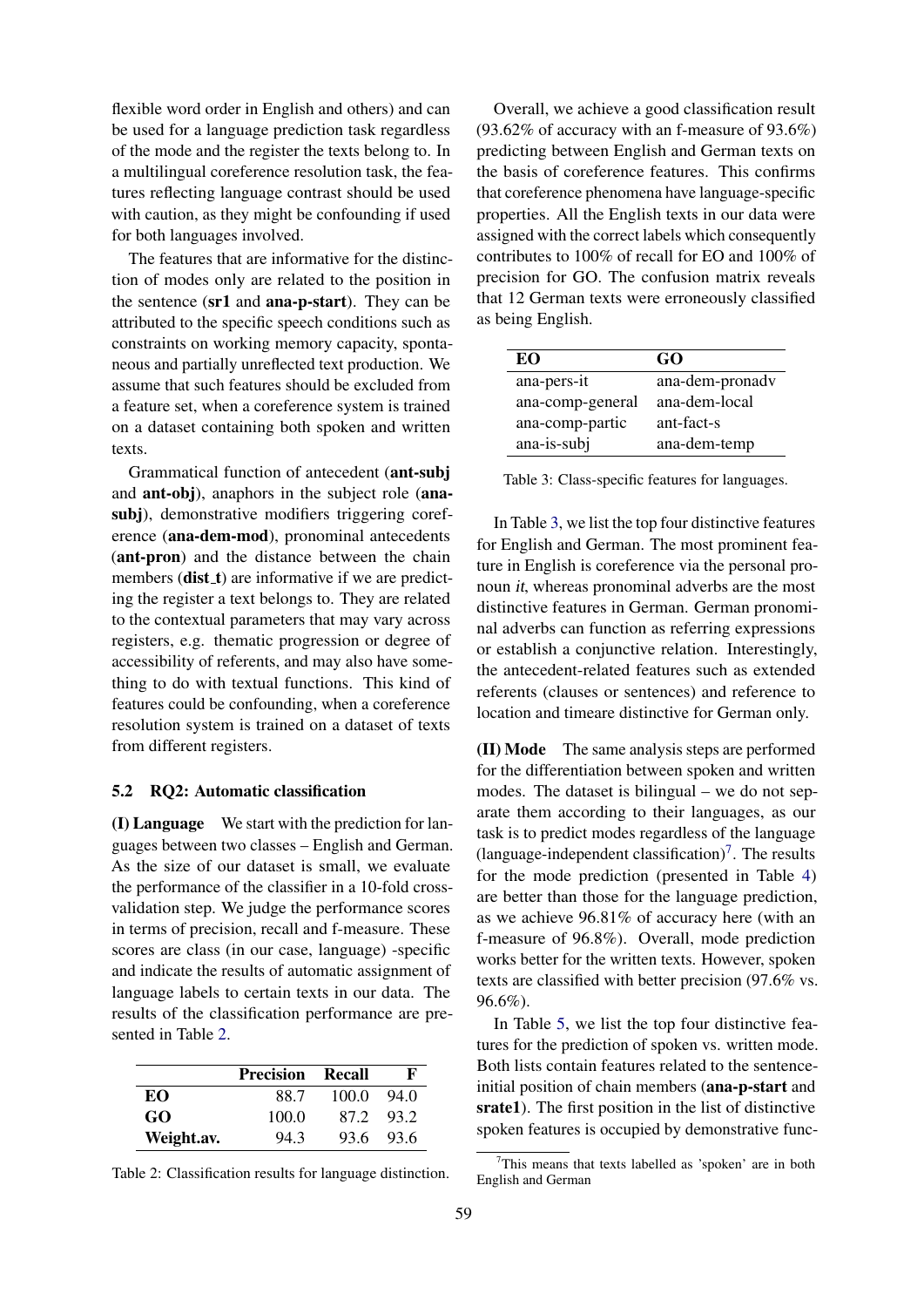flexible word order in English and others) and can be used for a language prediction task regardless of the mode and the register the texts belong to. In a multilingual coreference resolution task, the features reflecting language contrast should be used with caution, as they might be confounding if used for both languages involved.

The features that are informative for the distinction of modes only are related to the position in the sentence (**sr1** and **ana-p-start**). They can be attributed to the specific speech conditions such as constraints on working memory capacity, spontaneous and partially unreflected text production. We assume that such features should be excluded from a feature set, when a coreference system is trained on a dataset containing both spoken and written texts.

Grammatical function of antecedent (**ant-subj** and **ant-obj**), anaphors in the subject role (**ana-subj**), demonstrative modifiers triggering coreference (**ana-dem-mod**), pronominal antecedents (**ant-pron**) and the distance between the chain members (**dist_t**) are informative if we are predicting the register a text belongs to. They are related to the contextual parameters that may vary across registers, e.g. thematic progression or degree of accessibility of referents, and may also have something to do with textual functions. This kind of features could be confounding, when a coreference resolution system is trained on a dataset of texts from different registers.

### 5.2 RQ2: Automatic classification

**(I) Language** We start with the prediction for languages between two classes – English and German. As the size of our dataset is small, we evaluate the performance of the classifier in a 10-fold cross-validation step. We judge the performance scores in terms of precision, recall and f-measure. These scores are class (in our case, language) -specific and indicate the results of automatic assignment of language labels to certain texts in our data. The results of the classification performance are presented in Table 2.

| | Precision | Recall | F |
|---|---|---|---|
| **EO** | 88.7 | 100.0 | 94.0 |
| **GO** | 100.0 | 87.2 | 93.2 |
| **Weight.av.** | 94.3 | 93.6 | 93.6 |

Table 2: Classification results for language distinction.

Overall, we achieve a good classification result (93.62% of accuracy with an f-measure of 93.6%) predicting between English and German texts on the basis of coreference features. This confirms that coreference phenomena have language-specific properties. All the English texts in our data were assigned with the correct labels which consequently contributes to 100% of recall for EO and 100% of precision for GO. The confusion matrix reveals that 12 German texts were erroneously classified as being English.

| EO | GO |
|---|---|
| ana-pers-it | ana-dem-pronadv |
| ana-comp-general | ana-dem-local |
| ana-comp-partic | ant-fact-s |
| ana-is-subj | ana-dem-temp |

Table 3: Class-specific features for languages.

In Table 3, we list the top four distinctive features for English and German. The most prominent feature in English is coreference via the personal pronoun *it*, whereas pronominal adverbs are the most distinctive features in German. German pronominal adverbs can function as referring expressions or establish a conjunctive relation. Interestingly, the antecedent-related features such as extended referents (clauses or sentences) and reference to location and timeare distinctive for German only.

**(II) Mode** The same analysis steps are performed for the differentiation between spoken and written modes. The dataset is bilingual – we do not separate them according to their languages, as our task is to predict modes regardless of the language (language-independent classification)[7]. The results for the mode prediction (presented in Table 4) are better than those for the language prediction, as we achieve 96.81% of accuracy here (with an f-measure of 96.8%). Overall, mode prediction works better for the written texts. However, spoken texts are classified with better precision (97.6% vs. 96.6%).

In Table 5, we list the top four distinctive features for the prediction of spoken vs. written mode. Both lists contain features related to the sentence-initial position of chain members (**ana-p-start** and **srate1**). The first position in the list of distinctive spoken features is occupied by demonstrative func-

[7]This means that texts labelled as 'spoken' are in both English and German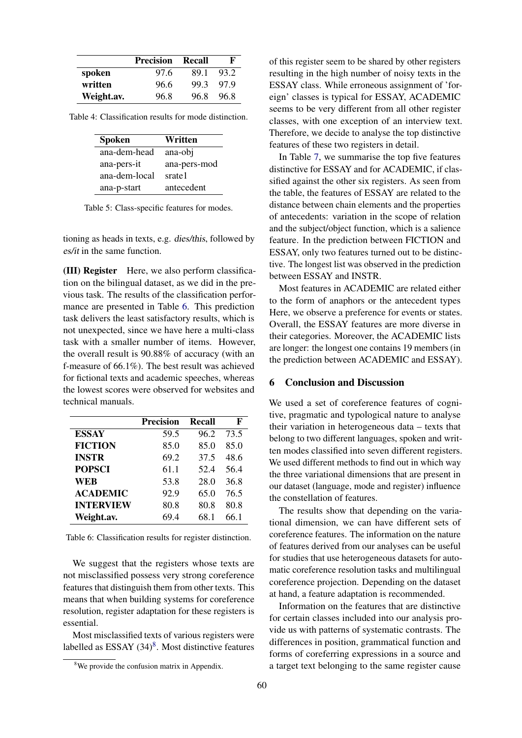|  | Precision | Recall | F |
|---|---|---|---|
| **spoken** | 97.6 | 89.1 | 93.2 |
| **written** | 96.6 | 99.3 | 97.9 |
| **Weight.av.** | 96.8 | 96.8 | 96.8 |

Table 4: Classification results for mode distinction.

| Spoken | Written |
|---|---|
| ana-dem-head | ana-obj |
| ana-pers-it | ana-pers-mod |
| ana-dem-local | srate1 |
| ana-p-start | antecedent |

Table 5: Class-specific features for modes.

tioning as heads in texts, e.g. *dies/this*, followed by *es/it* in the same function.

**(III) Register** Here, we also perform classification on the bilingual dataset, as we did in the previous task. The results of the classification performance are presented in Table 6. This prediction task delivers the least satisfactory results, which is not unexpected, since we have here a multi-class task with a smaller number of items. However, the overall result is 90.88% of accuracy (with an f-measure of 66.1%). The best result was achieved for fictional texts and academic speeches, whereas the lowest scores were observed for websites and technical manuals.

|  | Precision | Recall | F |
|---|---|---|---|
| **ESSAY** | 59.5 | 96.2 | 73.5 |
| **FICTION** | 85.0 | 85.0 | 85.0 |
| **INSTR** | 69.2 | 37.5 | 48.6 |
| **POPSCI** | 61.1 | 52.4 | 56.4 |
| **WEB** | 53.8 | 28.0 | 36.8 |
| **ACADEMIC** | 92.9 | 65.0 | 76.5 |
| **INTERVIEW** | 80.8 | 80.8 | 80.8 |
| **Weight.av.** | 69.4 | 68.1 | 66.1 |

Table 6: Classification results for register distinction.

We suggest that the registers whose texts are not misclassified possess very strong coreference features that distinguish them from other texts. This means that when building systems for coreference resolution, register adaptation for these registers is essential.

Most misclassified texts of various registers were labelled as ESSAY (34)[8]. Most distinctive features of this register seem to be shared by other registers resulting in the high number of noisy texts in the ESSAY class. While erroneous assignment of 'foreign' classes is typical for ESSAY, ACADEMIC seems to be very different from all other register classes, with one exception of an interview text. Therefore, we decide to analyse the top distinctive features of these two registers in detail.

In Table 7, we summarise the top five features distinctive for ESSAY and for ACADEMIC, if classified against the other six registers. As seen from the table, the features of ESSAY are related to the distance between chain elements and the properties of antecedents: variation in the scope of relation and the subject/object function, which is a salience feature. In the prediction between FICTION and ESSAY, only two features turned out to be distinctive. The longest list was observed in the prediction between ESSAY and INSTR.

Most features in ACADEMIC are related either to the form of anaphors or the antecedent types Here, we observe a preference for events or states. Overall, the ESSAY features are more diverse in their categories. Moreover, the ACADEMIC lists are longer: the longest one contains 19 members (in the prediction between ACADEMIC and ESSAY).

## 6 Conclusion and Discussion

We used a set of coreference features of cognitive, pragmatic and typological nature to analyse their variation in heterogeneous data – texts that belong to two different languages, spoken and written modes classified into seven different registers. We used different methods to find out in which way the three variational dimensions that are present in our dataset (language, mode and register) influence the constellation of features.

The results show that depending on the variational dimension, we can have different sets of coreference features. The information on the nature of features derived from our analyses can be useful for studies that use heterogeneous datasets for automatic coreference resolution tasks and multilingual coreference projection. Depending on the dataset at hand, a feature adaptation is recommended.

Information on the features that are distinctive for certain classes included into our analysis provide us with patterns of systematic contrasts. The differences in position, grammatical function and forms of coreferring expressions in a source and a target text belonging to the same register cause

[8] We provide the confusion matrix in Appendix.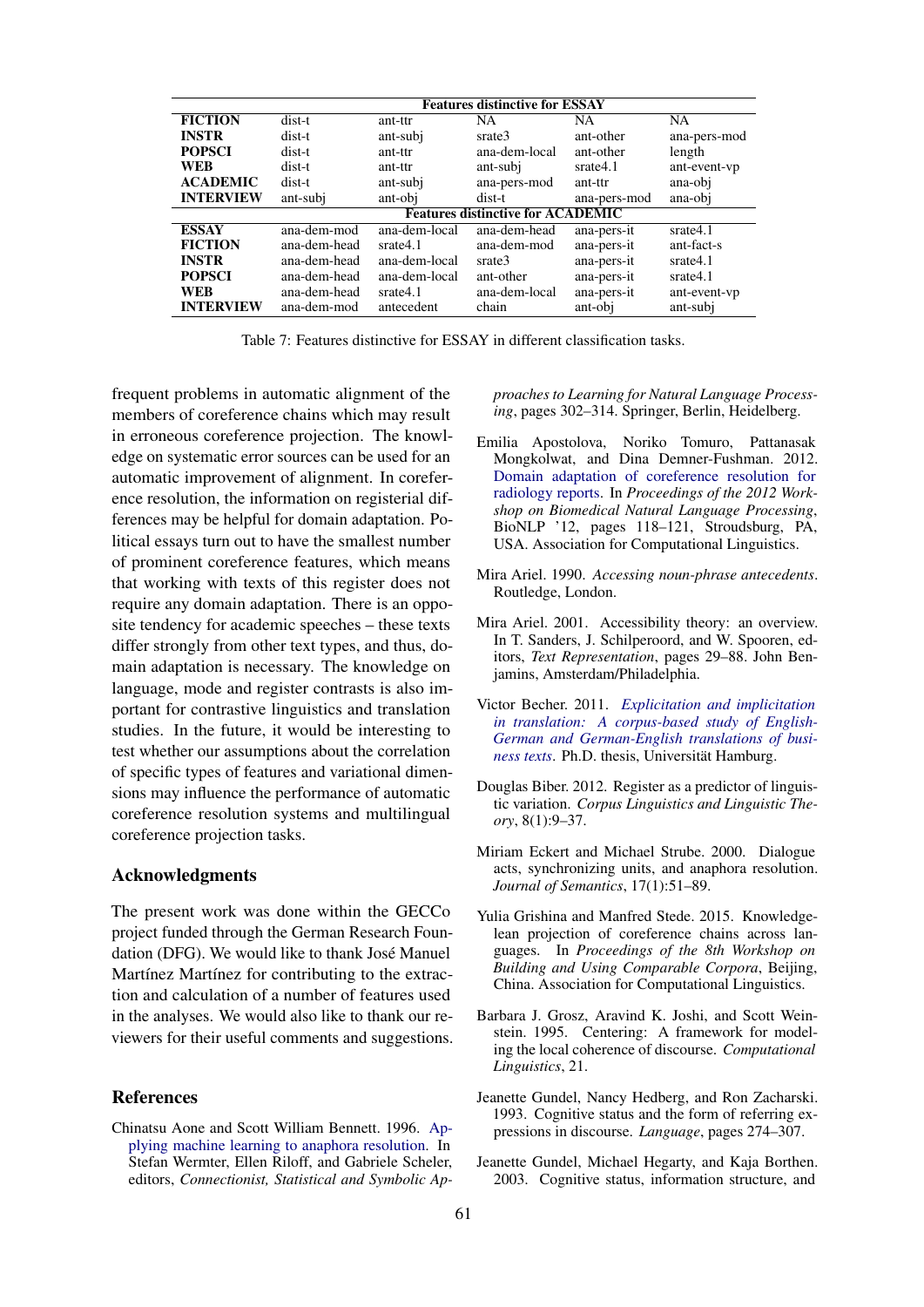| Features distinctive for ESSAY | | | | | |
|---|---|---|---|---|---|
| **FICTION** | dist-t | ant-ttr | NA | NA | NA |
| **INSTR** | dist-t | ant-subj | srate3 | ant-other | ana-pers-mod |
| **POPSCI** | dist-t | ant-ttr | ana-dem-local | ant-other | length |
| **WEB** | dist-t | ant-ttr | ant-subj | srate4.1 | ant-event-vp |
| **ACADEMIC** | dist-t | ant-subj | ana-pers-mod | ant-ttr | ana-obj |
| **INTERVIEW** | ant-subj | ant-obj | dist-t | ana-pers-mod | ana-obj |
| **Features distinctive for ACADEMIC** | | | | | |
| **ESSAY** | ana-dem-mod | ana-dem-local | ana-dem-head | ana-pers-it | srate4.1 |
| **FICTION** | ana-dem-head | srate4.1 | ana-dem-mod | ana-pers-it | ant-fact-s |
| **INSTR** | ana-dem-head | ana-dem-local | srate3 | ana-pers-it | srate4.1 |
| **POPSCI** | ana-dem-head | ana-dem-local | ant-other | ana-pers-it | srate4.1 |
| **WEB** | ana-dem-head | srate4.1 | ana-dem-local | ana-pers-it | ant-event-vp |
| **INTERVIEW** | ana-dem-mod | antecedent | chain | ant-obj | ant-subj |

Table 7: Features distinctive for ESSAY in different classification tasks.

frequent problems in automatic alignment of the members of coreference chains which may result in erroneous coreference projection. The knowledge on systematic error sources can be used for an automatic improvement of alignment. In coreference resolution, the information on registerial differences may be helpful for domain adaptation. Political essays turn out to have the smallest number of prominent coreference features, which means that working with texts of this register does not require any domain adaptation. There is an opposite tendency for academic speeches – these texts differ strongly from other text types, and thus, domain adaptation is necessary. The knowledge on language, mode and register contrasts is also important for contrastive linguistics and translation studies. In the future, it would be interesting to test whether our assumptions about the correlation of specific types of features and variational dimensions may influence the performance of automatic coreference resolution systems and multilingual coreference projection tasks.

## Acknowledgments

The present work was done within the GECCo project funded through the German Research Foundation (DFG). We would like to thank José Manuel Martínez Martínez for contributing to the extraction and calculation of a number of features used in the analyses. We would also like to thank our reviewers for their useful comments and suggestions.

## References

Chinatsu Aone and Scott William Bennett. 1996. Applying machine learning to anaphora resolution. In Stefan Wermter, Ellen Riloff, and Gabriele Scheler, editors, *Connectionist, Statistical and Symbolic Approaches to Learning for Natural Language Processing*, pages 302–314. Springer, Berlin, Heidelberg.

Emilia Apostolova, Noriko Tomuro, Pattanasak Mongkolwat, and Dina Demner-Fushman. 2012. Domain adaptation of coreference resolution for radiology reports. In *Proceedings of the 2012 Workshop on Biomedical Natural Language Processing*, BioNLP '12, pages 118–121, Stroudsburg, PA, USA. Association for Computational Linguistics.

Mira Ariel. 1990. *Accessing noun-phrase antecedents*. Routledge, London.

Mira Ariel. 2001. Accessibility theory: an overview. In T. Sanders, J. Schilperoord, and W. Spooren, editors, *Text Representation*, pages 29–88. John Benjamins, Amsterdam/Philadelphia.

Victor Becher. 2011. *Explicitation and implicitation in translation: A corpus-based study of English-German and German-English translations of business texts*. Ph.D. thesis, Universität Hamburg.

Douglas Biber. 2012. Register as a predictor of linguistic variation. *Corpus Linguistics and Linguistic Theory*, 8(1):9–37.

Miriam Eckert and Michael Strube. 2000. Dialogue acts, synchronizing units, and anaphora resolution. *Journal of Semantics*, 17(1):51–89.

Yulia Grishina and Manfred Stede. 2015. Knowledge-lean projection of coreference chains across languages. In *Proceedings of the 8th Workshop on Building and Using Comparable Corpora*, Beijing, China. Association for Computational Linguistics.

Barbara J. Grosz, Aravind K. Joshi, and Scott Weinstein. 1995. Centering: A framework for modeling the local coherence of discourse. *Computational Linguistics*, 21.

Jeanette Gundel, Nancy Hedberg, and Ron Zacharski. 1993. Cognitive status and the form of referring expressions in discourse. *Language*, pages 274–307.

Jeanette Gundel, Michael Hegarty, and Kaja Borthen. 2003. Cognitive status, information structure, and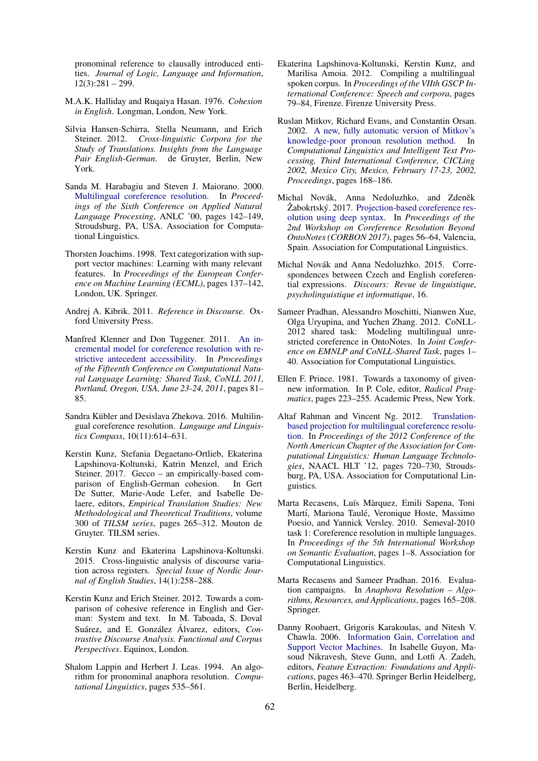pronominal reference to clausally introduced entities. *Journal of Logic, Language and Information*, 12(3):281 – 299.

M.A.K. Halliday and Ruqaiya Hasan. 1976. *Cohesion in English*. Longman, London, New York.

Silvia Hansen-Schirra, Stella Neumann, and Erich Steiner. 2012. *Cross-linguistic Corpora for the Study of Translations. Insights from the Language Pair English-German*. de Gruyter, Berlin, New York.

Sanda M. Harabagiu and Steven J. Maiorano. 2000. Multilingual coreference resolution. In *Proceedings of the Sixth Conference on Applied Natural Language Processing*, ANLC '00, pages 142–149, Stroudsburg, PA, USA. Association for Computational Linguistics.

Thorsten Joachims. 1998. Text categorization with support vector machines: Learning with many relevant features. In *Proceedings of the European Conference on Machine Learning (ECML)*, pages 137–142, London, UK. Springer.

Andrej A. Kibrik. 2011. *Reference in Discourse*. Oxford University Press.

Manfred Klenner and Don Tuggener. 2011. An incremental model for coreference resolution with restrictive antecedent accessibility. In *Proceedings of the Fifteenth Conference on Computational Natural Language Learning: Shared Task, CoNLL 2011, Portland, Oregon, USA, June 23-24, 2011*, pages 81–85.

Sandra Kübler and Desislava Zhekova. 2016. Multilingual coreference resolution. *Language and Linguistics Compass*, 10(11):614–631.

Kerstin Kunz, Stefania Degaetano-Ortlieb, Ekaterina Lapshinova-Koltunski, Katrin Menzel, and Erich Steiner. 2017. Gecco – an empirically-based comparison of English-German cohesion. In Gert De Sutter, Marie-Aude Lefer, and Isabelle Delaere, editors, *Empirical Translation Studies: New Methodological and Theoretical Traditions*, volume 300 of *TILSM series*, pages 265–312. Mouton de Gruyter. TILSM series.

Kerstin Kunz and Ekaterina Lapshinova-Koltunski. 2015. Cross-linguistic analysis of discourse variation across registers. *Special Issue of Nordic Journal of English Studies*, 14(1):258–288.

Kerstin Kunz and Erich Steiner. 2012. Towards a comparison of cohesive reference in English and German: System and text. In M. Taboada, S. Doval Suárez, and E. González Álvarez, editors, *Contrastive Discourse Analysis. Functional and Corpus Perspectives*. Equinox, London.

Shalom Lappin and Herbert J. Leas. 1994. An algorithm for pronominal anaphora resolution. *Computational Linguistics*, pages 535–561.

Ekaterina Lapshinova-Koltunski, Kerstin Kunz, and Marilisa Amoia. 2012. Compiling a multilingual spoken corpus. In *Proceedings of the VIIth GSCP International Conference: Speech and corpora*, pages 79–84, Firenze. Firenze University Press.

Ruslan Mitkov, Richard Evans, and Constantin Orsan. 2002. A new, fully automatic version of Mitkov's knowledge-poor pronoun resolution method. In *Computational Linguistics and Intelligent Text Processing, Third International Conference, CICLing 2002, Mexico City, Mexico, February 17-23, 2002, Proceedings*, pages 168–186.

Michal Novák, Anna Nedoluzhko, and Zdeněk Žabokrtský. 2017. Projection-based coreference resolution using deep syntax. In *Proceedings of the 2nd Workshop on Coreference Resolution Beyond OntoNotes (CORBON 2017)*, pages 56–64, Valencia, Spain. Association for Computational Linguistics.

Michal Novák and Anna Nedoluzhko. 2015. Correspondences between Czech and English coreferential expressions. *Discours: Revue de linguistique, psycholinguistique et informatique*, 16.

Sameer Pradhan, Alessandro Moschitti, Nianwen Xue, Olga Uryupina, and Yuchen Zhang. 2012. CoNLL-2012 shared task: Modeling multilingual unrestricted coreference in OntoNotes. In *Joint Conference on EMNLP and CoNLL-Shared Task*, pages 1–40. Association for Computational Linguistics.

Ellen F. Prince. 1981. Towards a taxonomy of given-new information. In P. Cole, editor, *Radical Pragmatics*, pages 223–255. Academic Press, New York.

Altaf Rahman and Vincent Ng. 2012. Translation-based projection for multilingual coreference resolution. In *Proceedings of the 2012 Conference of the North American Chapter of the Association for Computational Linguistics: Human Language Technologies*, NAACL HLT '12, pages 720–730, Stroudsburg, PA, USA. Association for Computational Linguistics.

Marta Recasens, Luís Màrquez, Emili Sapena, Toni Martí, Mariona Taulé, Veronique Hoste, Massimo Poesio, and Yannick Versley. 2010. Semeval-2010 task 1: Coreference resolution in multiple languages. In *Proceedings of the 5th International Workshop on Semantic Evaluation*, pages 1–8. Association for Computational Linguistics.

Marta Recasens and Sameer Pradhan. 2016. Evaluation campaigns. In *Anaphora Resolution – Algorithms, Resources, and Applications*, pages 165–208. Springer.

Danny Roobaert, Grigoris Karakoulas, and Nitesh V. Chawla. 2006. Information Gain, Correlation and Support Vector Machines. In Isabelle Guyon, Masoud Nikravesh, Steve Gunn, and Lotfi A. Zadeh, editors, *Feature Extraction: Foundations and Applications*, pages 463–470. Springer Berlin Heidelberg, Berlin, Heidelberg.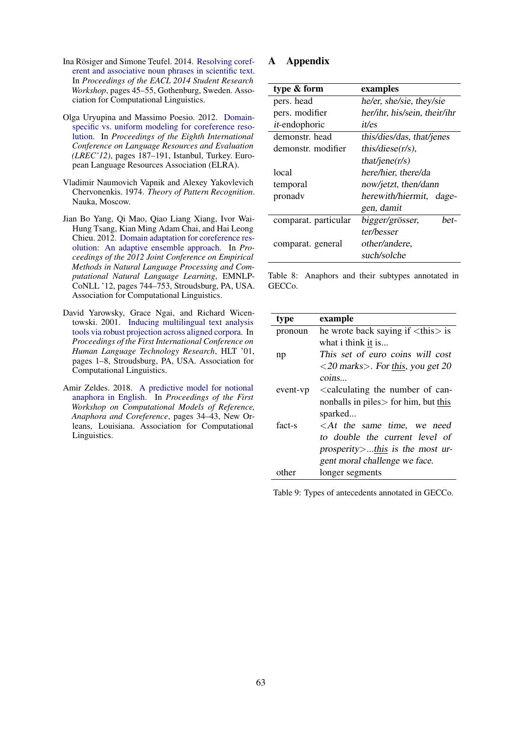Ina Rösiger and Simone Teufel. 2014. Resolving coreferent and associative noun phrases in scientific text. In *Proceedings of the EACL 2014 Student Research Workshop*, pages 45–55, Gothenburg, Sweden. Association for Computational Linguistics.

Olga Uryupina and Massimo Poesio. 2012. Domain-specific vs. uniform modeling for coreference resolution. In *Proceedings of the Eighth International Conference on Language Resources and Evaluation (LREC'12)*, pages 187–191, Istanbul, Turkey. European Language Resources Association (ELRA).

Vladimir Naumovich Vapnik and Alexey Yakovlevich Chervonenkis. 1974. *Theory of Pattern Recognition*. Nauka, Moscow.

Jian Bo Yang, Qi Mao, Qiao Liang Xiang, Ivor Wai-Hung Tsang, Kian Ming Adam Chai, and Hai Leong Chieu. 2012. Domain adaptation for coreference resolution: An adaptive ensemble approach. In *Proceedings of the 2012 Joint Conference on Empirical Methods in Natural Language Processing and Computational Natural Language Learning*, EMNLP-CoNLL '12, pages 744–753, Stroudsburg, PA, USA. Association for Computational Linguistics.

David Yarowsky, Grace Ngai, and Richard Wicentowski. 2001. Inducing multilingual text analysis tools via robust projection across aligned corpora. In *Proceedings of the First International Conference on Human Language Technology Research*, HLT '01, pages 1–8, Stroudsburg, PA, USA. Association for Computational Linguistics.

Amir Zeldes. 2018. A predictive model for notional anaphora in English. In *Proceedings of the First Workshop on Computational Models of Reference, Anaphora and Coreference*, pages 34–43, New Orleans, Louisiana. Association for Computational Linguistics.

## A Appendix

| type & form | examples |
|---|---|
| pers. head | *he/er, she/sie, they/sie* |
| pers. modifier | *her/ihr, his/sein, their/ihr* |
| *it*-endophoric | *it/es* |
| demonstr. head | *this/dies/das, that/jenes* |
| demonstr. modifier | *this/diese(r/s), that/jene(r/s)* |
| local | *here/hier, there/da* |
| temporal | *now/jetzt, then/dann* |
| pronadv | *herewith/hiermit, dagegen, damit* |
| comparat. particular | *bigger/grösser, better/besser* |
| comparat. general | *other/andere, such/solche* |

Table 8: Anaphors and their subtypes annotated in GECCo.

| type | example |
|---|---|
| pronoun | he wrote back saying if <this> is what i think it is... |
| np | *This set of euro coins will cost <20 marks>. For this, you get 20 coins...* |
| event-vp | <calculating the number of cannonballs in piles> for him, but this sparked... |
| fact-s | *<At the same time, we need to double the current level of prosperity>...this is the most urgent moral challenge we face.* |
| other | longer segments |

Table 9: Types of antecedents annotated in GECCo.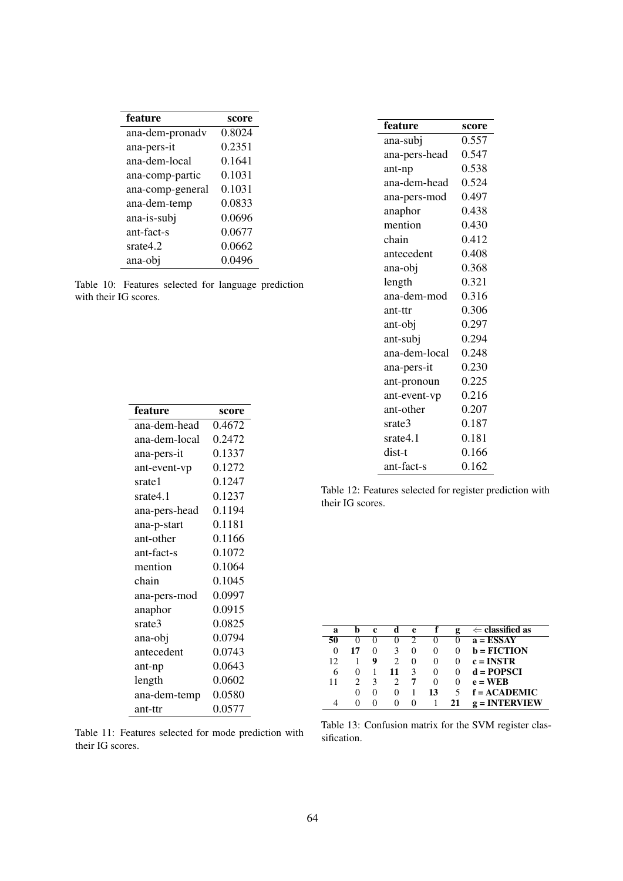| feature | score |
|---|---|
| ana-dem-pronadv | 0.8024 |
| ana-pers-it | 0.2351 |
| ana-dem-local | 0.1641 |
| ana-comp-partic | 0.1031 |
| ana-comp-general | 0.1031 |
| ana-dem-temp | 0.0833 |
| ana-is-subj | 0.0696 |
| ant-fact-s | 0.0677 |
| srate4.2 | 0.0662 |
| ana-obj | 0.0496 |

Table 10: Features selected for language prediction with their IG scores.

| feature | score |
|---|---|
| ana-dem-head | 0.4672 |
| ana-dem-local | 0.2472 |
| ana-pers-it | 0.1337 |
| ant-event-vp | 0.1272 |
| srate1 | 0.1247 |
| srate4.1 | 0.1237 |
| ana-pers-head | 0.1194 |
| ana-p-start | 0.1181 |
| ant-other | 0.1166 |
| ant-fact-s | 0.1072 |
| mention | 0.1064 |
| chain | 0.1045 |
| ana-pers-mod | 0.0997 |
| anaphor | 0.0915 |
| srate3 | 0.0825 |
| ana-obj | 0.0794 |
| antecedent | 0.0743 |
| ant-np | 0.0643 |
| length | 0.0602 |
| ana-dem-temp | 0.0580 |
| ant-ttr | 0.0577 |

Table 11: Features selected for mode prediction with their IG scores.

| feature | score |
|---|---|
| ana-subj | 0.557 |
| ana-pers-head | 0.547 |
| ant-np | 0.538 |
| ana-dem-head | 0.524 |
| ana-pers-mod | 0.497 |
| anaphor | 0.438 |
| mention | 0.430 |
| chain | 0.412 |
| antecedent | 0.408 |
| ana-obj | 0.368 |
| length | 0.321 |
| ana-dem-mod | 0.316 |
| ant-ttr | 0.306 |
| ant-obj | 0.297 |
| ant-subj | 0.294 |
| ana-dem-local | 0.248 |
| ana-pers-it | 0.230 |
| ant-pronoun | 0.225 |
| ant-event-vp | 0.216 |
| ant-other | 0.207 |
| srate3 | 0.187 |
| srate4.1 | 0.181 |
| dist-t | 0.166 |
| ant-fact-s | 0.162 |

Table 12: Features selected for register prediction with their IG scores.

| a | b | c | d | e | f | g | ⇐ classified as |
|---|---|---|---|---|---|---|---|
| **50** | 0 | 0 | 0 | 2 | 0 | 0 | **a = ESSAY** |
| 0 | **17** | 0 | 3 | 0 | 0 | 0 | **b = FICTION** |
| 12 | 1 | **9** | 2 | 0 | 0 | 0 | **c = INSTR** |
| 6 | 0 | 1 | **11** | 3 | 0 | 0 | **d = POPSCI** |
| 11 | 2 | 3 | 2 | **7** | 0 | 0 | **e = WEB** |
| | 0 | 0 | 0 | 1 | **13** | 5 | **f = ACADEMIC** |
| 4 | 0 | 0 | 0 | 0 | 1 | **21** | **g = INTERVIEW** |

Table 13: Confusion matrix for the SVM register classification.